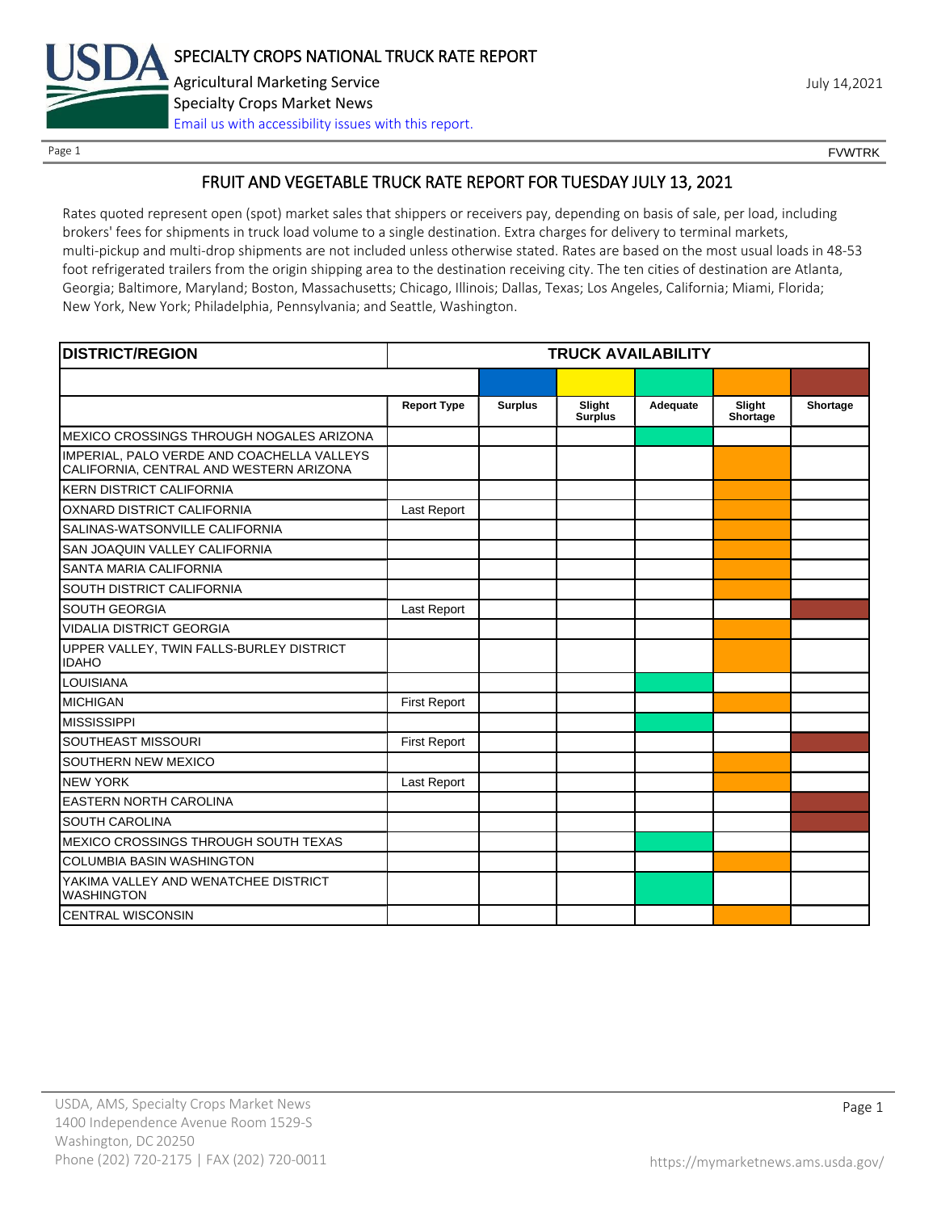# SPECIALTY CROPS NATIONAL TRUCK RATE REPORT

Agricultural Marketing Service
Specialty Crops Market News
Email us with accessibility issues with this report.

July 14,2021

FVWTRK

## FRUIT AND VEGETABLE TRUCK RATE REPORT FOR TUESDAY JULY 13, 2021

Rates quoted represent open (spot) market sales that shippers or receivers pay, depending on basis of sale, per load, including brokers' fees for shipments in truck load volume to a single destination. Extra charges for delivery to terminal markets, multi-pickup and multi-drop shipments are not included unless otherwise stated. Rates are based on the most usual loads in 48-53 foot refrigerated trailers from the origin shipping area to the destination receiving city. The ten cities of destination are Atlanta, Georgia; Baltimore, Maryland; Boston, Massachusetts; Chicago, Illinois; Dallas, Texas; Los Angeles, California; Miami, Florida; New York, New York; Philadelphia, Pennsylvania; and Seattle, Washington.

| DISTRICT/REGION | TRUCK AVAILABILITY | | | | | |
|---|---|---|---|---|---|---|
| | Report Type | Surplus | Slight Surplus | Adequate | Slight Shortage | Shortage |
| MEXICO CROSSINGS THROUGH NOGALES ARIZONA | | | | X | | |
| IMPERIAL, PALO VERDE AND COACHELLA VALLEYS CALIFORNIA, CENTRAL AND WESTERN ARIZONA | | | | | X | |
| KERN DISTRICT CALIFORNIA | | | | | X | |
| OXNARD DISTRICT CALIFORNIA | Last Report | | | | X | |
| SALINAS-WATSONVILLE CALIFORNIA | | | | | X | |
| SAN JOAQUIN VALLEY CALIFORNIA | | | | | X | |
| SANTA MARIA CALIFORNIA | | | | | X | |
| SOUTH DISTRICT CALIFORNIA | | | | | X | |
| SOUTH GEORGIA | Last Report | | | | | X |
| VIDALIA DISTRICT GEORGIA | | | | | X | |
| UPPER VALLEY, TWIN FALLS-BURLEY DISTRICT IDAHO | | | | | X | |
| LOUISIANA | | | | X | | |
| MICHIGAN | First Report | | | | X | |
| MISSISSIPPI | | | | X | | |
| SOUTHEAST MISSOURI | First Report | | | | | X |
| SOUTHERN NEW MEXICO | | | | | X | |
| NEW YORK | Last Report | | | | X | |
| EASTERN NORTH CAROLINA | | | | | | X |
| SOUTH CAROLINA | | | | | | X |
| MEXICO CROSSINGS THROUGH SOUTH TEXAS | | | | X | | |
| COLUMBIA BASIN WASHINGTON | | | | | X | |
| YAKIMA VALLEY AND WENATCHEE DISTRICT WASHINGTON | | | | X | | |
| CENTRAL WISCONSIN | | | | | X | |

USDA, AMS, Specialty Crops Market News
1400 Independence Avenue Room 1529-S
Washington, DC 20250
Phone (202) 720-2175 | FAX (202) 720-0011

https://mymarketnews.ams.usda.gov/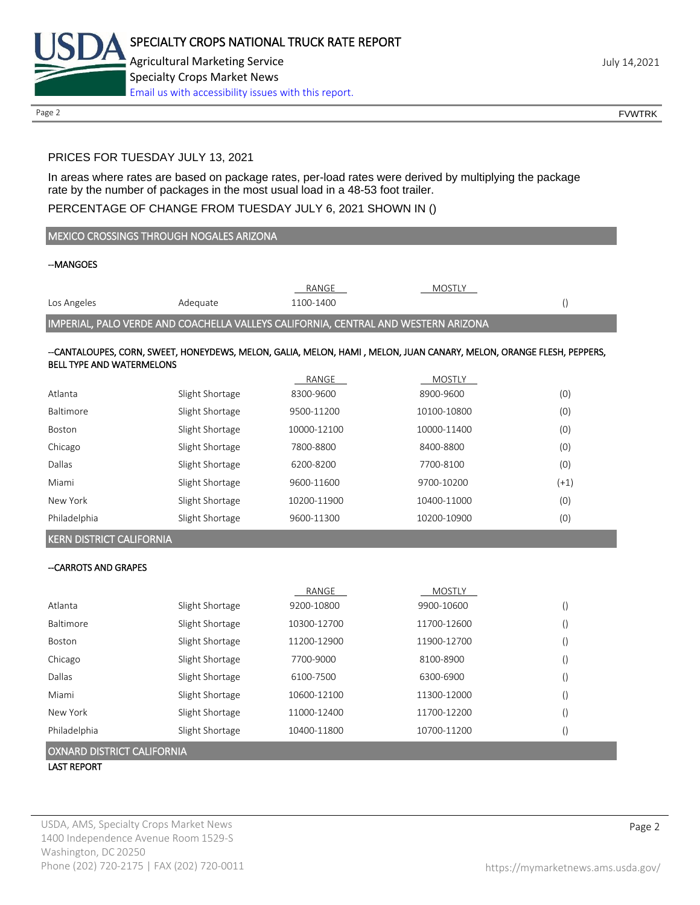PRICES FOR TUESDAY JULY 13, 2021

In areas where rates are based on package rates, per-load rates were derived by multiplying the package rate by the number of packages in the most usual load in a 48-53 foot trailer.

PERCENTAGE OF CHANGE FROM TUESDAY JULY 6, 2021 SHOWN IN ()

## MEXICO CROSSINGS THROUGH NOGALES ARIZONA

--MANGOES

| | | RANGE | MOSTLY | |
|---|---|---|---|---|
| Los Angeles | Adequate | 1100-1400 | | () |

## IMPERIAL, PALO VERDE AND COACHELLA VALLEYS CALIFORNIA, CENTRAL AND WESTERN ARIZONA

--CANTALOUPES, CORN, SWEET, HONEYDEWS, MELON, GALIA, MELON, HAMI , MELON, JUAN CANARY, MELON, ORANGE FLESH, PEPPERS, BELL TYPE AND WATERMELONS

| | | RANGE | MOSTLY | |
|---|---|---|---|---|
| Atlanta | Slight Shortage | 8300-9600 | 8900-9600 | (0) |
| Baltimore | Slight Shortage | 9500-11200 | 10100-10800 | (0) |
| Boston | Slight Shortage | 10000-12100 | 10000-11400 | (0) |
| Chicago | Slight Shortage | 7800-8800 | 8400-8800 | (0) |
| Dallas | Slight Shortage | 6200-8200 | 7700-8100 | (0) |
| Miami | Slight Shortage | 9600-11600 | 9700-10200 | (+1) |
| New York | Slight Shortage | 10200-11900 | 10400-11000 | (0) |
| Philadelphia | Slight Shortage | 9600-11300 | 10200-10900 | (0) |

## KERN DISTRICT CALIFORNIA

--CARROTS AND GRAPES

| | | RANGE | MOSTLY | |
|---|---|---|---|---|
| Atlanta | Slight Shortage | 9200-10800 | 9900-10600 | () |
| Baltimore | Slight Shortage | 10300-12700 | 11700-12600 | () |
| Boston | Slight Shortage | 11200-12900 | 11900-12700 | () |
| Chicago | Slight Shortage | 7700-9000 | 8100-8900 | () |
| Dallas | Slight Shortage | 6100-7500 | 6300-6900 | () |
| Miami | Slight Shortage | 10600-12100 | 11300-12000 | () |
| New York | Slight Shortage | 11000-12400 | 11700-12200 | () |
| Philadelphia | Slight Shortage | 10400-11800 | 10700-11200 | () |

## OXNARD DISTRICT CALIFORNIA

LAST REPORT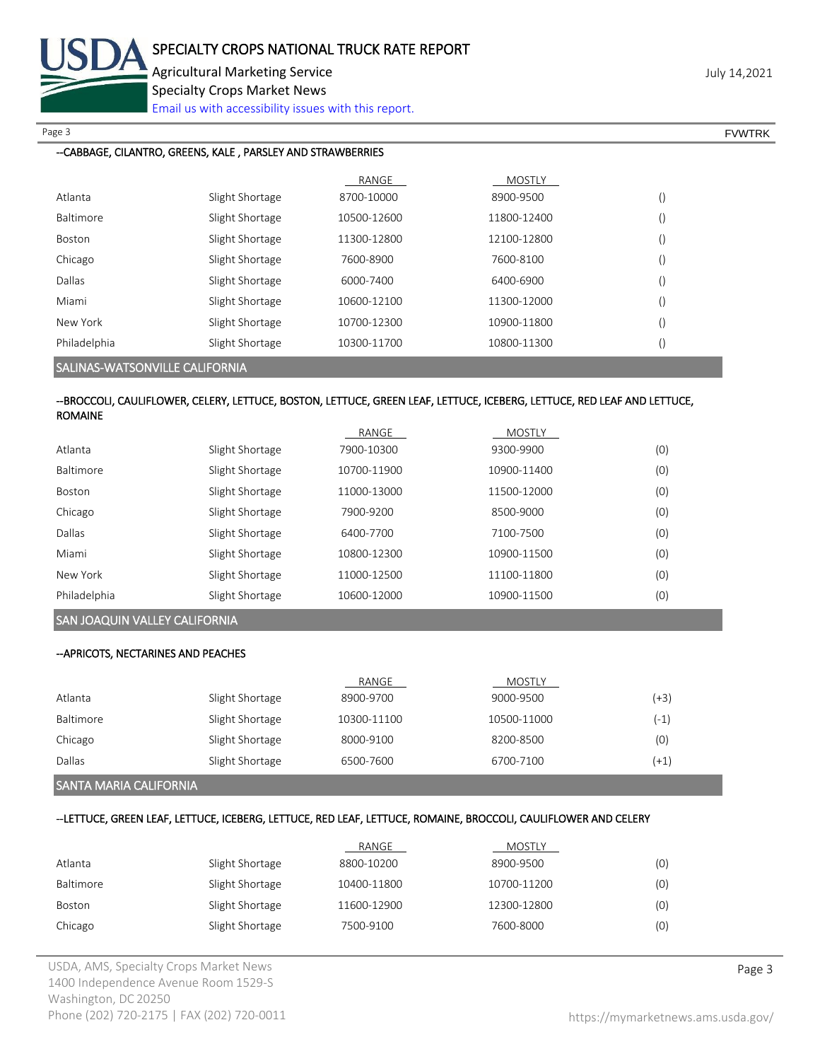--CABBAGE, CILANTRO, GREENS, KALE , PARSLEY AND STRAWBERRIES

| | | RANGE | MOSTLY | |
|---|---|---|---|---|
| Atlanta | Slight Shortage | 8700-10000 | 8900-9500 | () |
| Baltimore | Slight Shortage | 10500-12600 | 11800-12400 | () |
| Boston | Slight Shortage | 11300-12800 | 12100-12800 | () |
| Chicago | Slight Shortage | 7600-8900 | 7600-8100 | () |
| Dallas | Slight Shortage | 6000-7400 | 6400-6900 | () |
| Miami | Slight Shortage | 10600-12100 | 11300-12000 | () |
| New York | Slight Shortage | 10700-12300 | 10900-11800 | () |
| Philadelphia | Slight Shortage | 10300-11700 | 10800-11300 | () |

## SALINAS-WATSONVILLE CALIFORNIA

--BROCCOLI, CAULIFLOWER, CELERY, LETTUCE, BOSTON, LETTUCE, GREEN LEAF, LETTUCE, ICEBERG, LETTUCE, RED LEAF AND LETTUCE, ROMAINE

| | | RANGE | MOSTLY | |
|---|---|---|---|---|
| Atlanta | Slight Shortage | 7900-10300 | 9300-9900 | (0) |
| Baltimore | Slight Shortage | 10700-11900 | 10900-11400 | (0) |
| Boston | Slight Shortage | 11000-13000 | 11500-12000 | (0) |
| Chicago | Slight Shortage | 7900-9200 | 8500-9000 | (0) |
| Dallas | Slight Shortage | 6400-7700 | 7100-7500 | (0) |
| Miami | Slight Shortage | 10800-12300 | 10900-11500 | (0) |
| New York | Slight Shortage | 11000-12500 | 11100-11800 | (0) |
| Philadelphia | Slight Shortage | 10600-12000 | 10900-11500 | (0) |

## SAN JOAQUIN VALLEY CALIFORNIA

--APRICOTS, NECTARINES AND PEACHES

| | | RANGE | MOSTLY | |
|---|---|---|---|---|
| Atlanta | Slight Shortage | 8900-9700 | 9000-9500 | (+3) |
| Baltimore | Slight Shortage | 10300-11100 | 10500-11000 | (-1) |
| Chicago | Slight Shortage | 8000-9100 | 8200-8500 | (0) |
| Dallas | Slight Shortage | 6500-7600 | 6700-7100 | (+1) |

## SANTA MARIA CALIFORNIA

--LETTUCE, GREEN LEAF, LETTUCE, ICEBERG, LETTUCE, RED LEAF, LETTUCE, ROMAINE, BROCCOLI, CAULIFLOWER AND CELERY

| | | RANGE | MOSTLY | |
|---|---|---|---|---|
| Atlanta | Slight Shortage | 8800-10200 | 8900-9500 | (0) |
| Baltimore | Slight Shortage | 10400-11800 | 10700-11200 | (0) |
| Boston | Slight Shortage | 11600-12900 | 12300-12800 | (0) |
| Chicago | Slight Shortage | 7500-9100 | 7600-8000 | (0) |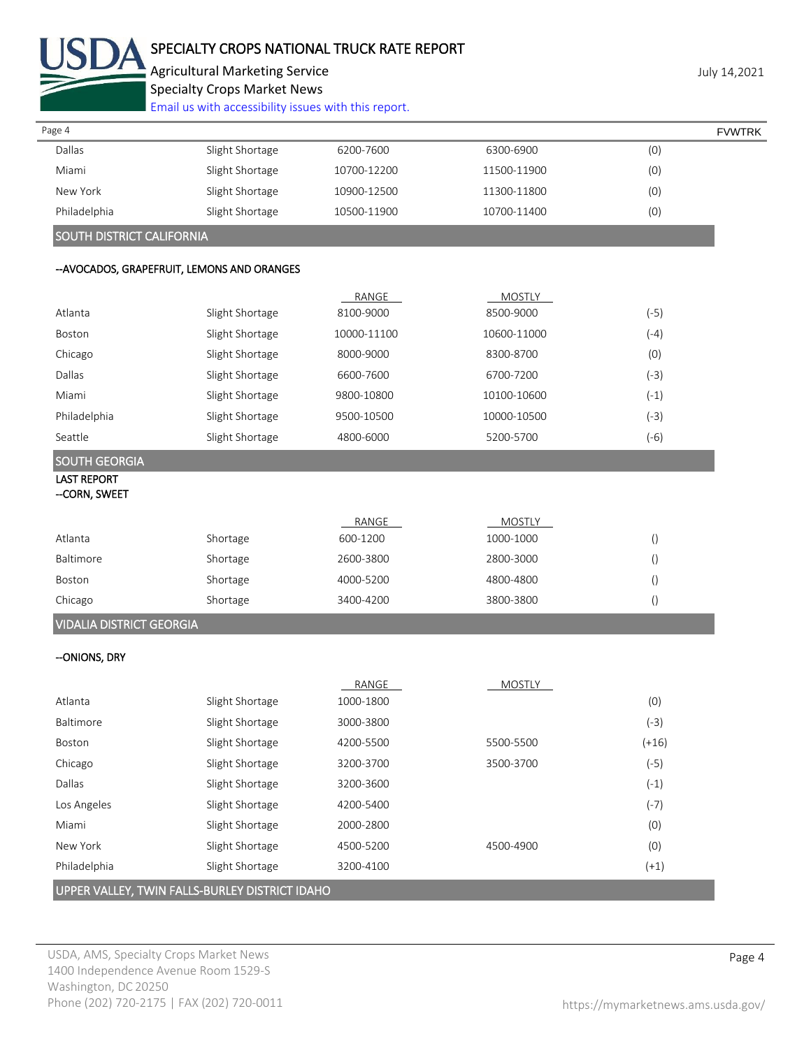| | | | | |
|---|---|---|---|---|
| Dallas | Slight Shortage | 6200-7600 | 6300-6900 | (0) |
| Miami | Slight Shortage | 10700-12200 | 11500-11900 | (0) |
| New York | Slight Shortage | 10900-12500 | 11300-11800 | (0) |
| Philadelphia | Slight Shortage | 10500-11900 | 10700-11400 | (0) |

## SOUTH DISTRICT CALIFORNIA

**--AVOCADOS, GRAPEFRUIT, LEMONS AND ORANGES**

| | | RANGE | MOSTLY | |
|---|---|---|---|---|
| Atlanta | Slight Shortage | 8100-9000 | 8500-9000 | (-5) |
| Boston | Slight Shortage | 10000-11100 | 10600-11000 | (-4) |
| Chicago | Slight Shortage | 8000-9000 | 8300-8700 | (0) |
| Dallas | Slight Shortage | 6600-7600 | 6700-7200 | (-3) |
| Miami | Slight Shortage | 9800-10800 | 10100-10600 | (-1) |
| Philadelphia | Slight Shortage | 9500-10500 | 10000-10500 | (-3) |
| Seattle | Slight Shortage | 4800-6000 | 5200-5700 | (-6) |

## SOUTH GEORGIA

**LAST REPORT**

**--CORN, SWEET**

| | | RANGE | MOSTLY | |
|---|---|---|---|---|
| Atlanta | Shortage | 600-1200 | 1000-1000 | () |
| Baltimore | Shortage | 2600-3800 | 2800-3000 | () |
| Boston | Shortage | 4000-5200 | 4800-4800 | () |
| Chicago | Shortage | 3400-4200 | 3800-3800 | () |

## VIDALIA DISTRICT GEORGIA

**--ONIONS, DRY**

| | | RANGE | MOSTLY | |
|---|---|---|---|---|
| Atlanta | Slight Shortage | 1000-1800 | | (0) |
| Baltimore | Slight Shortage | 3000-3800 | | (-3) |
| Boston | Slight Shortage | 4200-5500 | 5500-5500 | (+16) |
| Chicago | Slight Shortage | 3200-3700 | 3500-3700 | (-5) |
| Dallas | Slight Shortage | 3200-3600 | | (-1) |
| Los Angeles | Slight Shortage | 4200-5400 | | (-7) |
| Miami | Slight Shortage | 2000-2800 | | (0) |
| New York | Slight Shortage | 4500-5200 | 4500-4900 | (0) |
| Philadelphia | Slight Shortage | 3200-4100 | | (+1) |

## UPPER VALLEY, TWIN FALLS-BURLEY DISTRICT IDAHO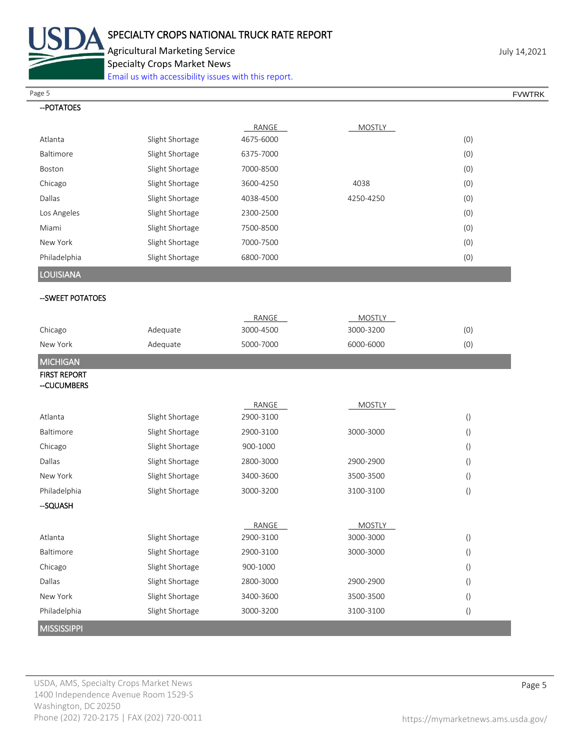--POTATOES

| | | RANGE | MOSTLY | |
|---|---|---|---|---|
| Atlanta | Slight Shortage | 4675-6000 | | (0) |
| Baltimore | Slight Shortage | 6375-7000 | | (0) |
| Boston | Slight Shortage | 7000-8500 | | (0) |
| Chicago | Slight Shortage | 3600-4250 | 4038 | (0) |
| Dallas | Slight Shortage | 4038-4500 | 4250-4250 | (0) |
| Los Angeles | Slight Shortage | 2300-2500 | | (0) |
| Miami | Slight Shortage | 7500-8500 | | (0) |
| New York | Slight Shortage | 7000-7500 | | (0) |
| Philadelphia | Slight Shortage | 6800-7000 | | (0) |

## LOUISIANA

--SWEET POTATOES

| | | RANGE | MOSTLY | |
|---|---|---|---|---|
| Chicago | Adequate | 3000-4500 | 3000-3200 | (0) |
| New York | Adequate | 5000-7000 | 6000-6000 | (0) |

## MICHIGAN

FIRST REPORT

--CUCUMBERS

| | | RANGE | MOSTLY | |
|---|---|---|---|---|
| Atlanta | Slight Shortage | 2900-3100 | | () |
| Baltimore | Slight Shortage | 2900-3100 | 3000-3000 | () |
| Chicago | Slight Shortage | 900-1000 | | () |
| Dallas | Slight Shortage | 2800-3000 | 2900-2900 | () |
| New York | Slight Shortage | 3400-3600 | 3500-3500 | () |
| Philadelphia | Slight Shortage | 3000-3200 | 3100-3100 | () |

--SQUASH

| | | RANGE | MOSTLY | |
|---|---|---|---|---|
| Atlanta | Slight Shortage | 2900-3100 | 3000-3000 | () |
| Baltimore | Slight Shortage | 2900-3100 | 3000-3000 | () |
| Chicago | Slight Shortage | 900-1000 | | () |
| Dallas | Slight Shortage | 2800-3000 | 2900-2900 | () |
| New York | Slight Shortage | 3400-3600 | 3500-3500 | () |
| Philadelphia | Slight Shortage | 3000-3200 | 3100-3100 | () |

## MISSISSIPPI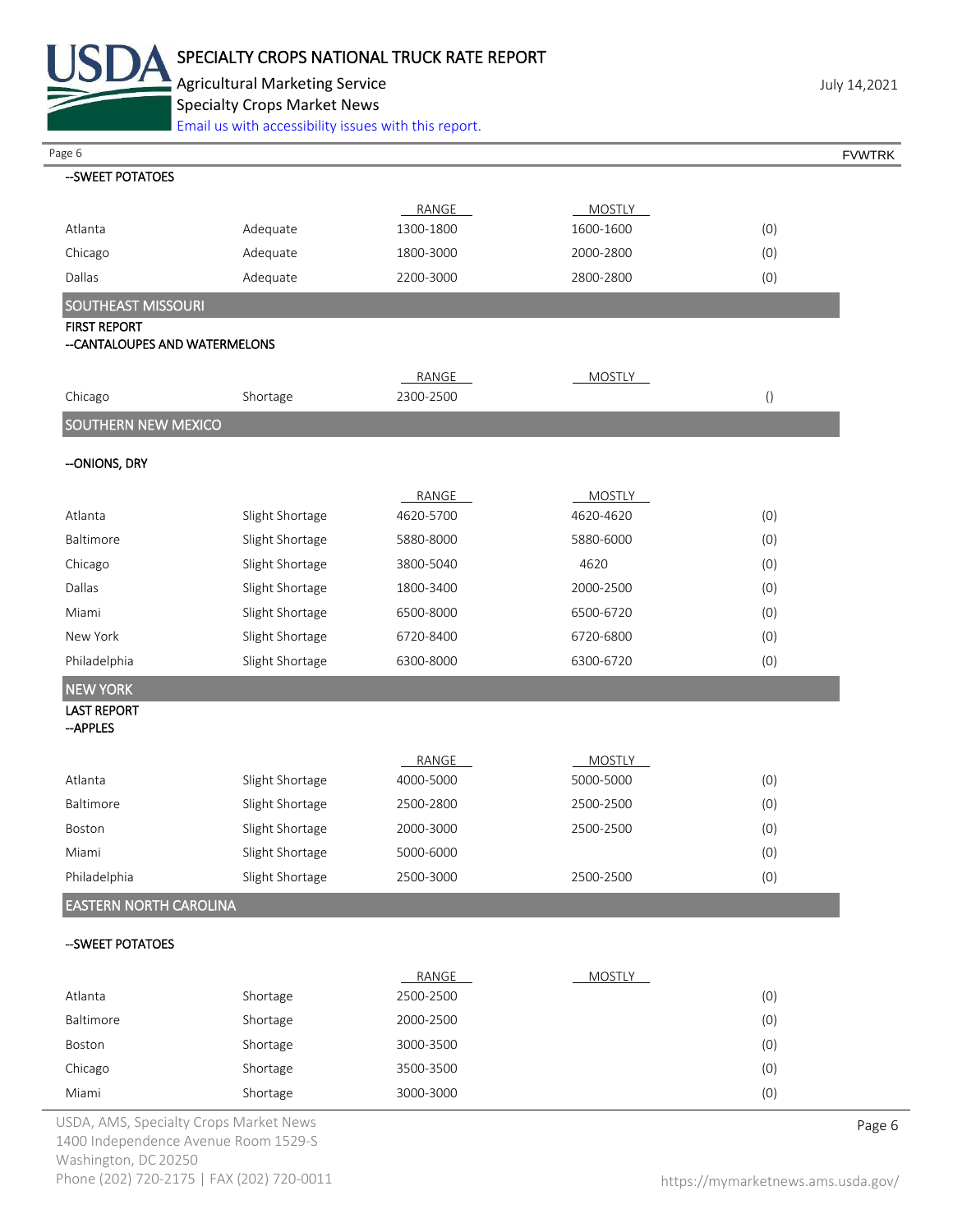--SWEET POTATOES

| | | RANGE | MOSTLY | |
|---|---|---|---|---|
| Atlanta | Adequate | 1300-1800 | 1600-1600 | (0) |
| Chicago | Adequate | 1800-3000 | 2000-2800 | (0) |
| Dallas | Adequate | 2200-3000 | 2800-2800 | (0) |

## SOUTHEAST MISSOURI

FIRST REPORT

--CANTALOUPES AND WATERMELONS

| | | RANGE | MOSTLY | |
|---|---|---|---|---|
| Chicago | Shortage | 2300-2500 | | () |

## SOUTHERN NEW MEXICO

--ONIONS, DRY

| | | RANGE | MOSTLY | |
|---|---|---|---|---|
| Atlanta | Slight Shortage | 4620-5700 | 4620-4620 | (0) |
| Baltimore | Slight Shortage | 5880-8000 | 5880-6000 | (0) |
| Chicago | Slight Shortage | 3800-5040 | 4620 | (0) |
| Dallas | Slight Shortage | 1800-3400 | 2000-2500 | (0) |
| Miami | Slight Shortage | 6500-8000 | 6500-6720 | (0) |
| New York | Slight Shortage | 6720-8400 | 6720-6800 | (0) |
| Philadelphia | Slight Shortage | 6300-8000 | 6300-6720 | (0) |

## NEW YORK

LAST REPORT

--APPLES

| | | RANGE | MOSTLY | |
|---|---|---|---|---|
| Atlanta | Slight Shortage | 4000-5000 | 5000-5000 | (0) |
| Baltimore | Slight Shortage | 2500-2800 | 2500-2500 | (0) |
| Boston | Slight Shortage | 2000-3000 | 2500-2500 | (0) |
| Miami | Slight Shortage | 5000-6000 | | (0) |
| Philadelphia | Slight Shortage | 2500-3000 | 2500-2500 | (0) |

## EASTERN NORTH CAROLINA

--SWEET POTATOES

| | | RANGE | MOSTLY | |
|---|---|---|---|---|
| Atlanta | Shortage | 2500-2500 | | (0) |
| Baltimore | Shortage | 2000-2500 | | (0) |
| Boston | Shortage | 3000-3500 | | (0) |
| Chicago | Shortage | 3500-3500 | | (0) |
| Miami | Shortage | 3000-3000 | | (0) |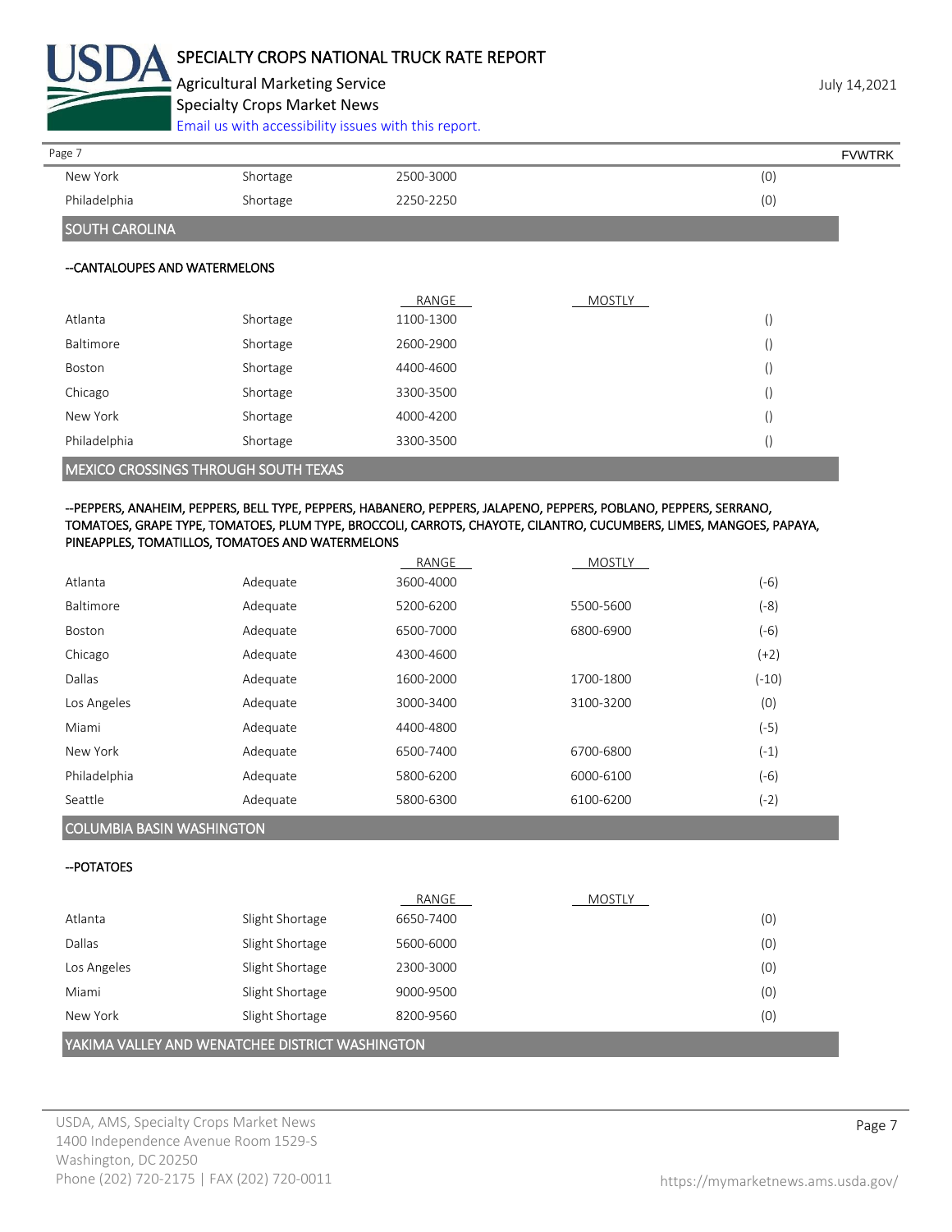| | | | | |
|---|---|---|---|---|
| New York | Shortage | 2500-3000 | | (0) |
| Philadelphia | Shortage | 2250-2250 | | (0) |

## SOUTH CAROLINA

--CANTALOUPES AND WATERMELONS

| | | RANGE | MOSTLY | |
|---|---|---|---|---|
| Atlanta | Shortage | 1100-1300 | | () |
| Baltimore | Shortage | 2600-2900 | | () |
| Boston | Shortage | 4400-4600 | | () |
| Chicago | Shortage | 3300-3500 | | () |
| New York | Shortage | 4000-4200 | | () |
| Philadelphia | Shortage | 3300-3500 | | () |

## MEXICO CROSSINGS THROUGH SOUTH TEXAS

--PEPPERS, ANAHEIM, PEPPERS, BELL TYPE, PEPPERS, HABANERO, PEPPERS, JALAPENO, PEPPERS, POBLANO, PEPPERS, SERRANO, TOMATOES, GRAPE TYPE, TOMATOES, PLUM TYPE, BROCCOLI, CARROTS, CHAYOTE, CILANTRO, CUCUMBERS, LIMES, MANGOES, PAPAYA, PINEAPPLES, TOMATILLOS, TOMATOES AND WATERMELONS

| | | RANGE | MOSTLY | |
|---|---|---|---|---|
| Atlanta | Adequate | 3600-4000 | | (-6) |
| Baltimore | Adequate | 5200-6200 | 5500-5600 | (-8) |
| Boston | Adequate | 6500-7000 | 6800-6900 | (-6) |
| Chicago | Adequate | 4300-4600 | | (+2) |
| Dallas | Adequate | 1600-2000 | 1700-1800 | (-10) |
| Los Angeles | Adequate | 3000-3400 | 3100-3200 | (0) |
| Miami | Adequate | 4400-4800 | | (-5) |
| New York | Adequate | 6500-7400 | 6700-6800 | (-1) |
| Philadelphia | Adequate | 5800-6200 | 6000-6100 | (-6) |
| Seattle | Adequate | 5800-6300 | 6100-6200 | (-2) |

## COLUMBIA BASIN WASHINGTON

--POTATOES

| | | RANGE | MOSTLY | |
|---|---|---|---|---|
| Atlanta | Slight Shortage | 6650-7400 | | (0) |
| Dallas | Slight Shortage | 5600-6000 | | (0) |
| Los Angeles | Slight Shortage | 2300-3000 | | (0) |
| Miami | Slight Shortage | 9000-9500 | | (0) |
| New York | Slight Shortage | 8200-9560 | | (0) |

## YAKIMA VALLEY AND WENATCHEE DISTRICT WASHINGTON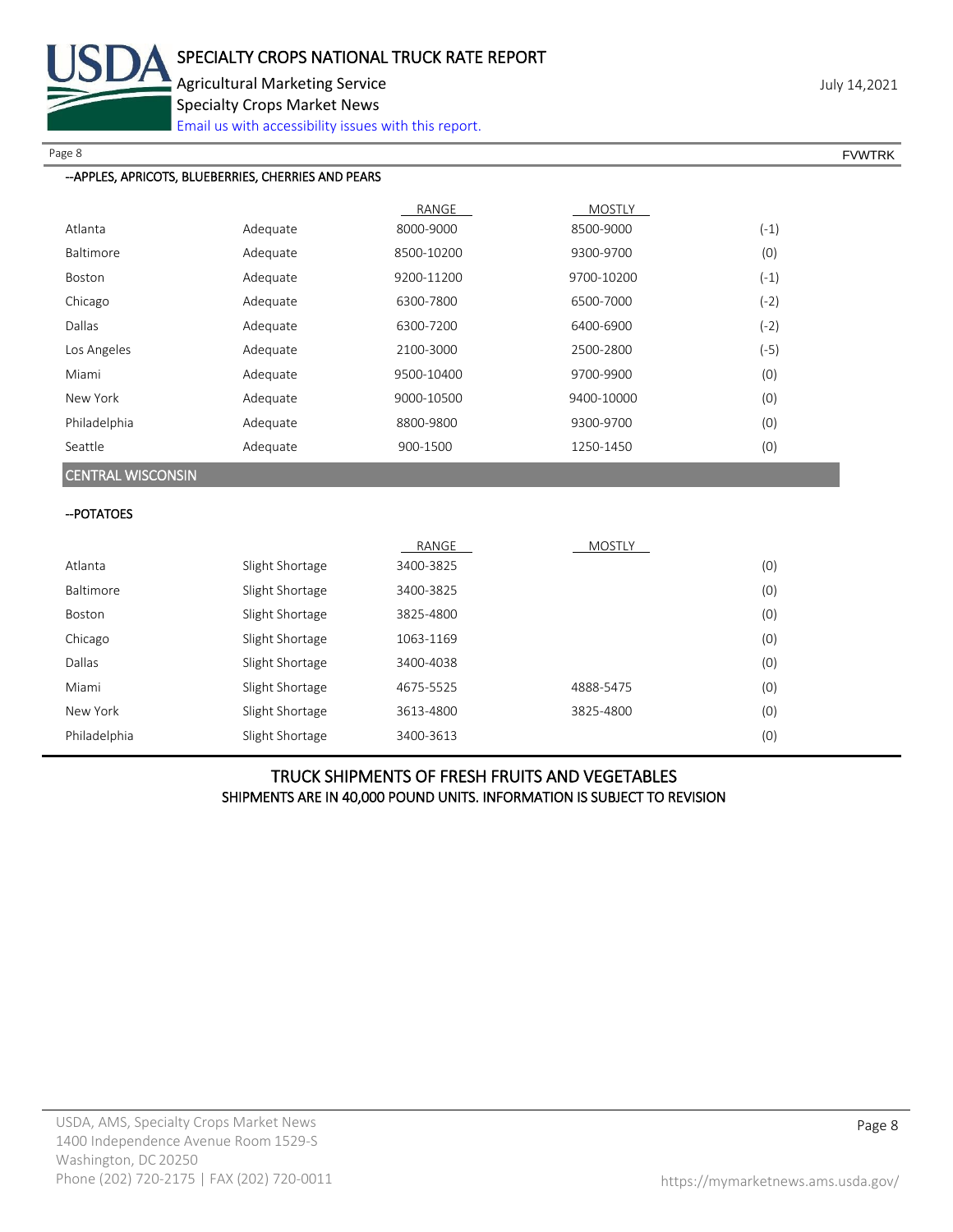--APPLES, APRICOTS, BLUEBERRIES, CHERRIES AND PEARS

| | | RANGE | MOSTLY | |
|---|---|---|---|---|
| Atlanta | Adequate | 8000-9000 | 8500-9000 | (-1) |
| Baltimore | Adequate | 8500-10200 | 9300-9700 | (0) |
| Boston | Adequate | 9200-11200 | 9700-10200 | (-1) |
| Chicago | Adequate | 6300-7800 | 6500-7000 | (-2) |
| Dallas | Adequate | 6300-7200 | 6400-6900 | (-2) |
| Los Angeles | Adequate | 2100-3000 | 2500-2800 | (-5) |
| Miami | Adequate | 9500-10400 | 9700-9900 | (0) |
| New York | Adequate | 9000-10500 | 9400-10000 | (0) |
| Philadelphia | Adequate | 8800-9800 | 9300-9700 | (0) |
| Seattle | Adequate | 900-1500 | 1250-1450 | (0) |

## CENTRAL WISCONSIN

--POTATOES

| | | RANGE | MOSTLY | |
|---|---|---|---|---|
| Atlanta | Slight Shortage | 3400-3825 | | (0) |
| Baltimore | Slight Shortage | 3400-3825 | | (0) |
| Boston | Slight Shortage | 3825-4800 | | (0) |
| Chicago | Slight Shortage | 1063-1169 | | (0) |
| Dallas | Slight Shortage | 3400-4038 | | (0) |
| Miami | Slight Shortage | 4675-5525 | 4888-5475 | (0) |
| New York | Slight Shortage | 3613-4800 | 3825-4800 | (0) |
| Philadelphia | Slight Shortage | 3400-3613 | | (0) |

## TRUCK SHIPMENTS OF FRESH FRUITS AND VEGETABLES

SHIPMENTS ARE IN 40,000 POUND UNITS. INFORMATION IS SUBJECT TO REVISION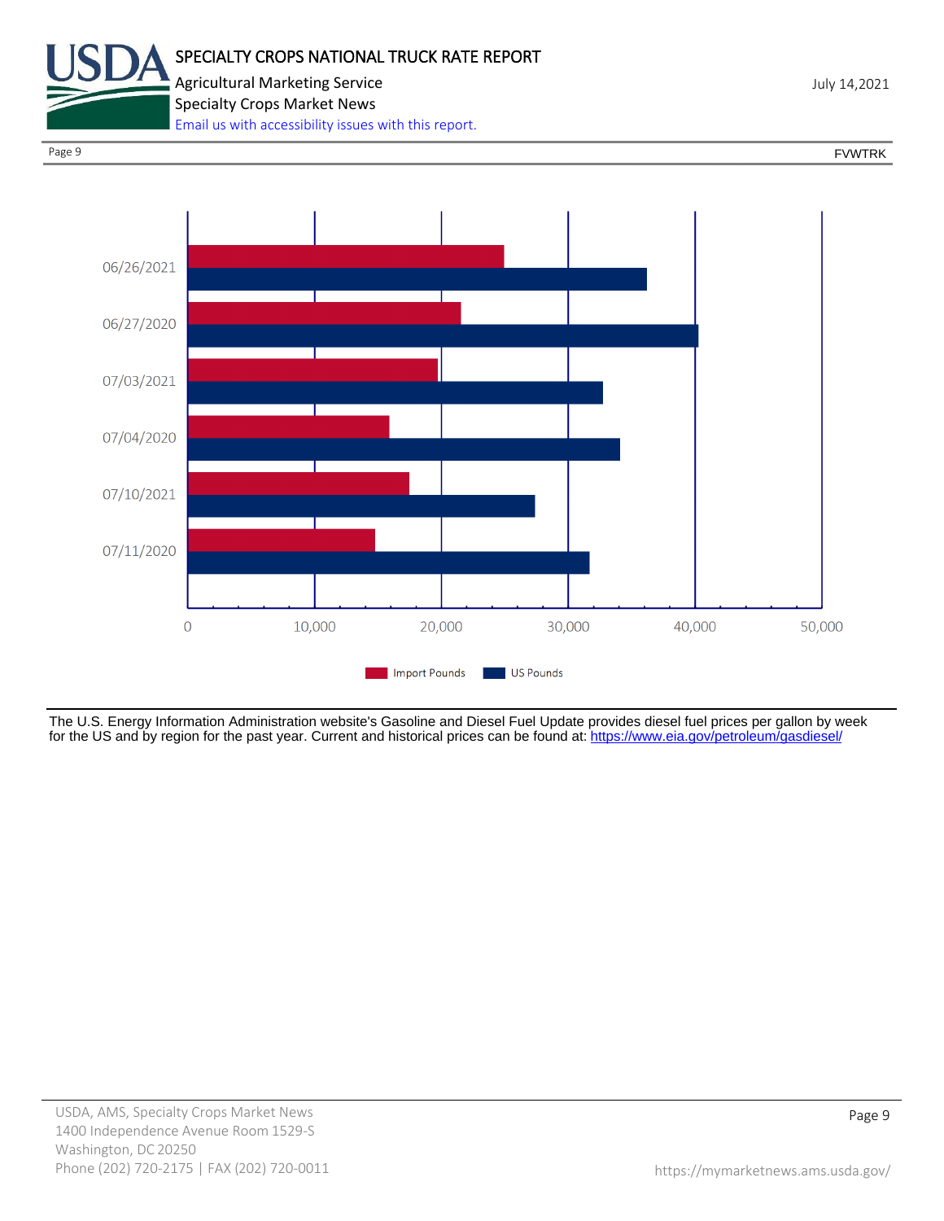06/26/2021
06/27/2020
07/03/2021
07/04/2020
07/10/2021
07/11/2020

0
10,000
20,000
30,000
40,000
50,000

Import Pounds
US Pounds

The U.S. Energy Information Administration website's Gasoline and Diesel Fuel Update provides diesel fuel prices per gallon by week for the US and by region for the past year. Current and historical prices can be found at: https://www.eia.gov/petroleum/gasdiesel/